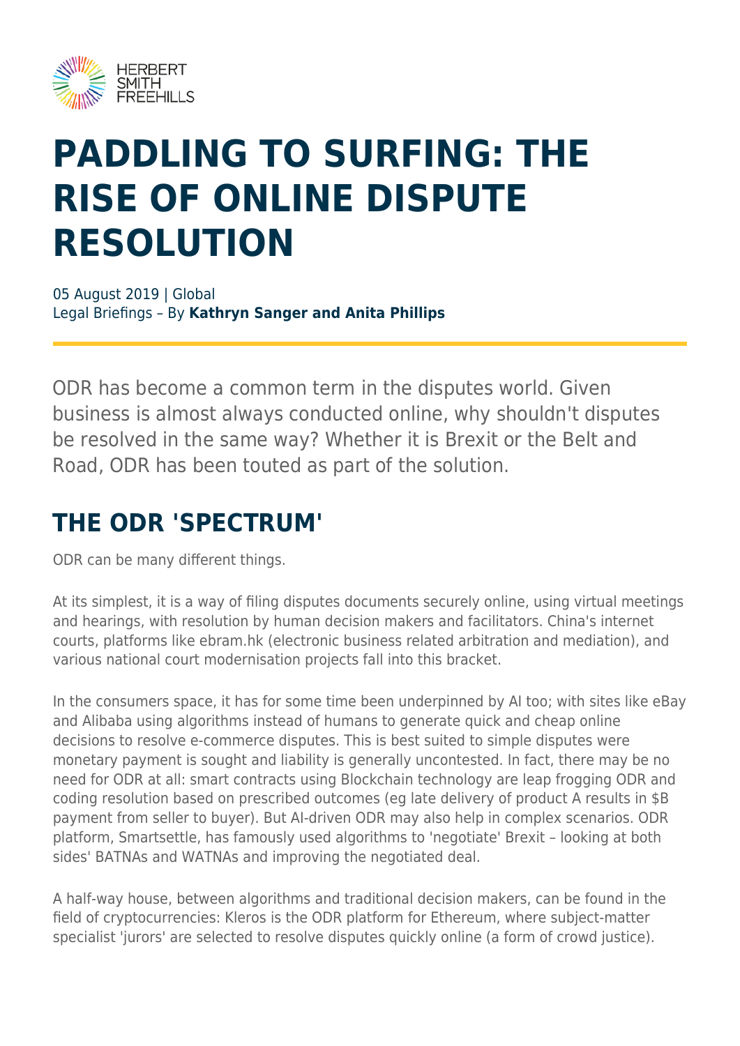# PADDLING TO SURFING: THE RISE OF ONLINE DISPUTE RESOLUTION

05 August 2019 | Global
Legal Briefings – By **Kathryn Sanger and Anita Phillips**

ODR has become a common term in the disputes world. Given business is almost always conducted online, why shouldn't disputes be resolved in the same way? Whether it is Brexit or the Belt and Road, ODR has been touted as part of the solution.

## THE ODR 'SPECTRUM'

ODR can be many different things.

At its simplest, it is a way of filing disputes documents securely online, using virtual meetings and hearings, with resolution by human decision makers and facilitators. China's internet courts, platforms like ebram.hk (electronic business related arbitration and mediation), and various national court modernisation projects fall into this bracket.

In the consumers space, it has for some time been underpinned by AI too; with sites like eBay and Alibaba using algorithms instead of humans to generate quick and cheap online decisions to resolve e-commerce disputes. This is best suited to simple disputes were monetary payment is sought and liability is generally uncontested. In fact, there may be no need for ODR at all: smart contracts using Blockchain technology are leap frogging ODR and coding resolution based on prescribed outcomes (eg late delivery of product A results in $B payment from seller to buyer). But AI-driven ODR may also help in complex scenarios. ODR platform, Smartsettle, has famously used algorithms to 'negotiate' Brexit – looking at both sides' BATNAs and WATNAs and improving the negotiated deal.

A half-way house, between algorithms and traditional decision makers, can be found in the field of cryptocurrencies: Kleros is the ODR platform for Ethereum, where subject-matter specialist 'jurors' are selected to resolve disputes quickly online (a form of crowd justice).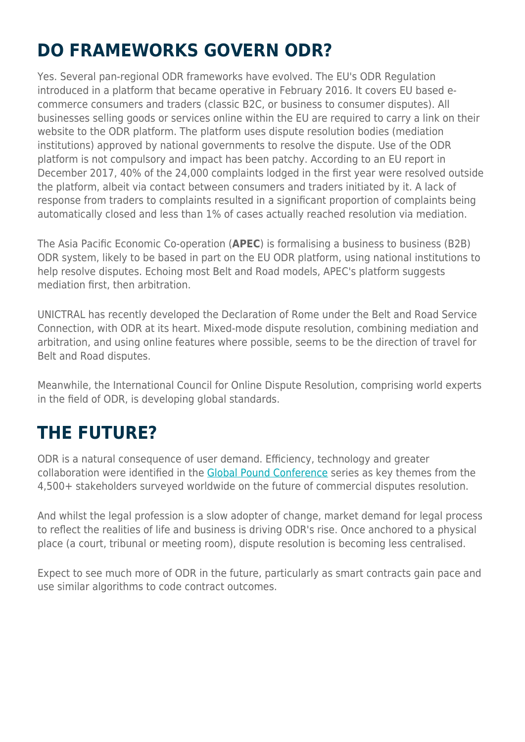## DO FRAMEWORKS GOVERN ODR?

Yes. Several pan-regional ODR frameworks have evolved. The EU's ODR Regulation introduced in a platform that became operative in February 2016. It covers EU based e-commerce consumers and traders (classic B2C, or business to consumer disputes). All businesses selling goods or services online within the EU are required to carry a link on their website to the ODR platform. The platform uses dispute resolution bodies (mediation institutions) approved by national governments to resolve the dispute. Use of the ODR platform is not compulsory and impact has been patchy. According to an EU report in December 2017, 40% of the 24,000 complaints lodged in the first year were resolved outside the platform, albeit via contact between consumers and traders initiated by it. A lack of response from traders to complaints resulted in a significant proportion of complaints being automatically closed and less than 1% of cases actually reached resolution via mediation.

The Asia Pacific Economic Co-operation (**APEC**) is formalising a business to business (B2B) ODR system, likely to be based in part on the EU ODR platform, using national institutions to help resolve disputes. Echoing most Belt and Road models, APEC's platform suggests mediation first, then arbitration.

UNICTRAL has recently developed the Declaration of Rome under the Belt and Road Service Connection, with ODR at its heart. Mixed-mode dispute resolution, combining mediation and arbitration, and using online features where possible, seems to be the direction of travel for Belt and Road disputes.

Meanwhile, the International Council for Online Dispute Resolution, comprising world experts in the field of ODR, is developing global standards.

## THE FUTURE?

ODR is a natural consequence of user demand. Efficiency, technology and greater collaboration were identified in the Global Pound Conference series as key themes from the 4,500+ stakeholders surveyed worldwide on the future of commercial disputes resolution.

And whilst the legal profession is a slow adopter of change, market demand for legal process to reflect the realities of life and business is driving ODR's rise. Once anchored to a physical place (a court, tribunal or meeting room), dispute resolution is becoming less centralised.

Expect to see much more of ODR in the future, particularly as smart contracts gain pace and use similar algorithms to code contract outcomes.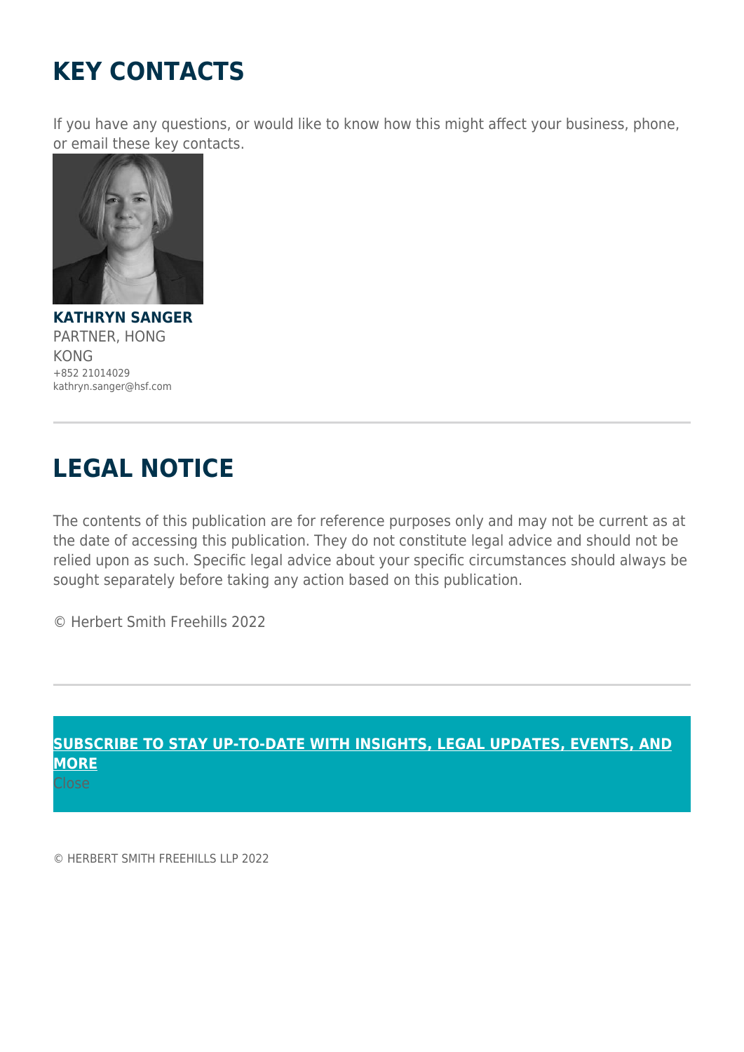## KEY CONTACTS

If you have any questions, or would like to know how this might affect your business, phone, or email these key contacts.

**KATHRYN SANGER**
PARTNER, HONG KONG
+852 21014029
kathryn.sanger@hsf.com

## LEGAL NOTICE

The contents of this publication are for reference purposes only and may not be current as at the date of accessing this publication. They do not constitute legal advice and should not be relied upon as such. Specific legal advice about your specific circumstances should always be sought separately before taking any action based on this publication.

© Herbert Smith Freehills 2022

**SUBSCRIBE TO STAY UP-TO-DATE WITH INSIGHTS, LEGAL UPDATES, EVENTS, AND MORE**
Close

© HERBERT SMITH FREEHILLS LLP 2022